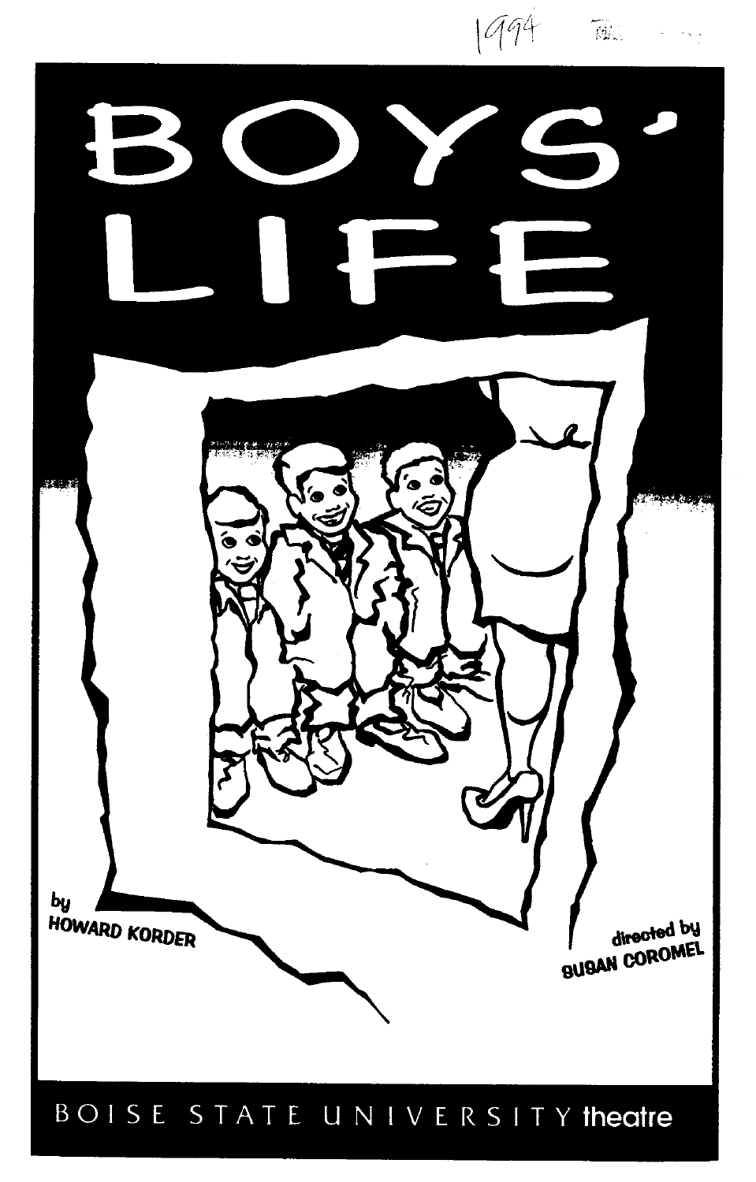1994

# BOYS' LIFE

by
HOWARD KORDER

directed by
SUSAN COROMEL

BOISE STATE UNIVERSITY theatre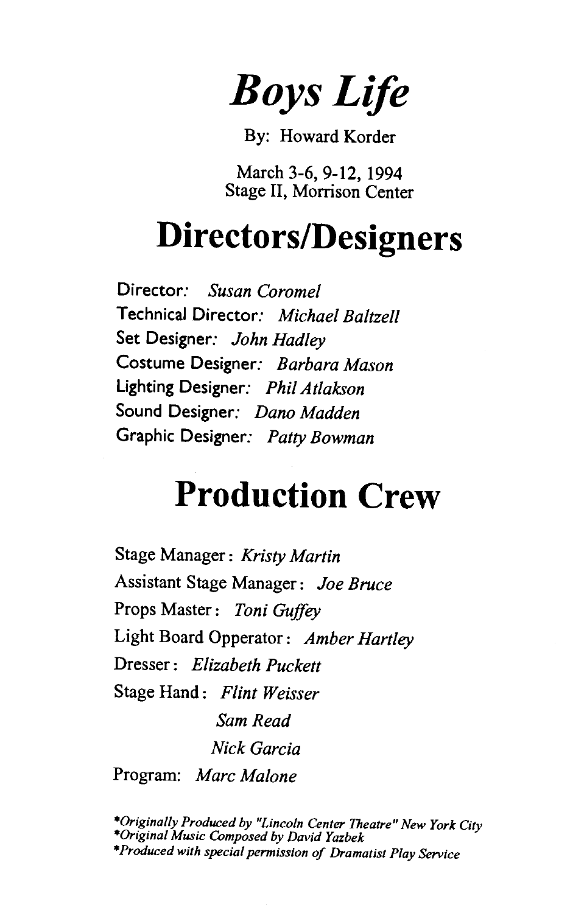# *Boys Life*

By: Howard Korder

March 3-6, 9-12, 1994
Stage II, Morrison Center

## Directors/Designers

Director: *Susan Coromel*
Technical Director: *Michael Baltzell*
Set Designer: *John Hadley*
Costume Designer: *Barbara Mason*
Lighting Designer: *Phil Atlakson*
Sound Designer: *Dano Madden*
Graphic Designer: *Patty Bowman*

## Production Crew

Stage Manager: *Kristy Martin*
Assistant Stage Manager: *Joe Bruce*
Props Master: *Toni Guffey*
Light Board Opperator: *Amber Hartley*
Dresser: *Elizabeth Puckett*
Stage Hand: *Flint Weisser*
*Sam Read*
*Nick Garcia*
Program: *Marc Malone*

*\*Originally Produced by "Lincoln Center Theatre" New York City*
*\*Original Music Composed by David Yazbek*
*\*Produced with special permission of Dramatist Play Service*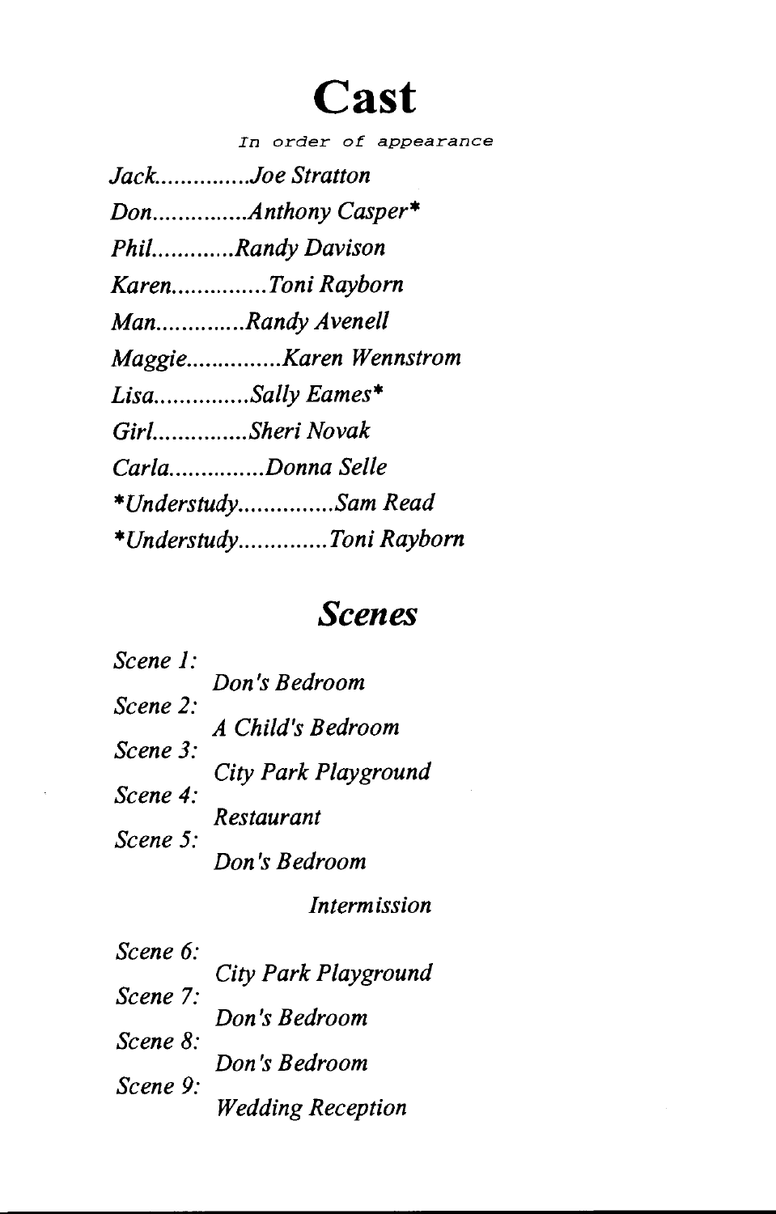# Cast

In order of appearance

*Jack...............Joe Stratton*

*Don...............Anthony Casper**

*Phil............Randy Davison*

*Karen..............Toni Rayborn*

*Man.............Randy Avenell*

*Maggie...............Karen Wennstrom*

*Lisa...............Sally Eames**

*Girl...............Sheri Novak*

*Carla..............Donna Selle*

**Understudy..............Sam Read*

**Understudy.............Toni Rayborn*

## *Scenes*

*Scene 1:*
*Don's Bedroom*

*Scene 2:*
*A Child's Bedroom*

*Scene 3:*
*City Park Playground*

*Scene 4:*
*Restaurant*

*Scene 5:*
*Don's Bedroom*

*Intermission*

*Scene 6:*
*City Park Playground*

*Scene 7:*
*Don's Bedroom*

*Scene 8:*
*Don's Bedroom*

*Scene 9:*
*Wedding Reception*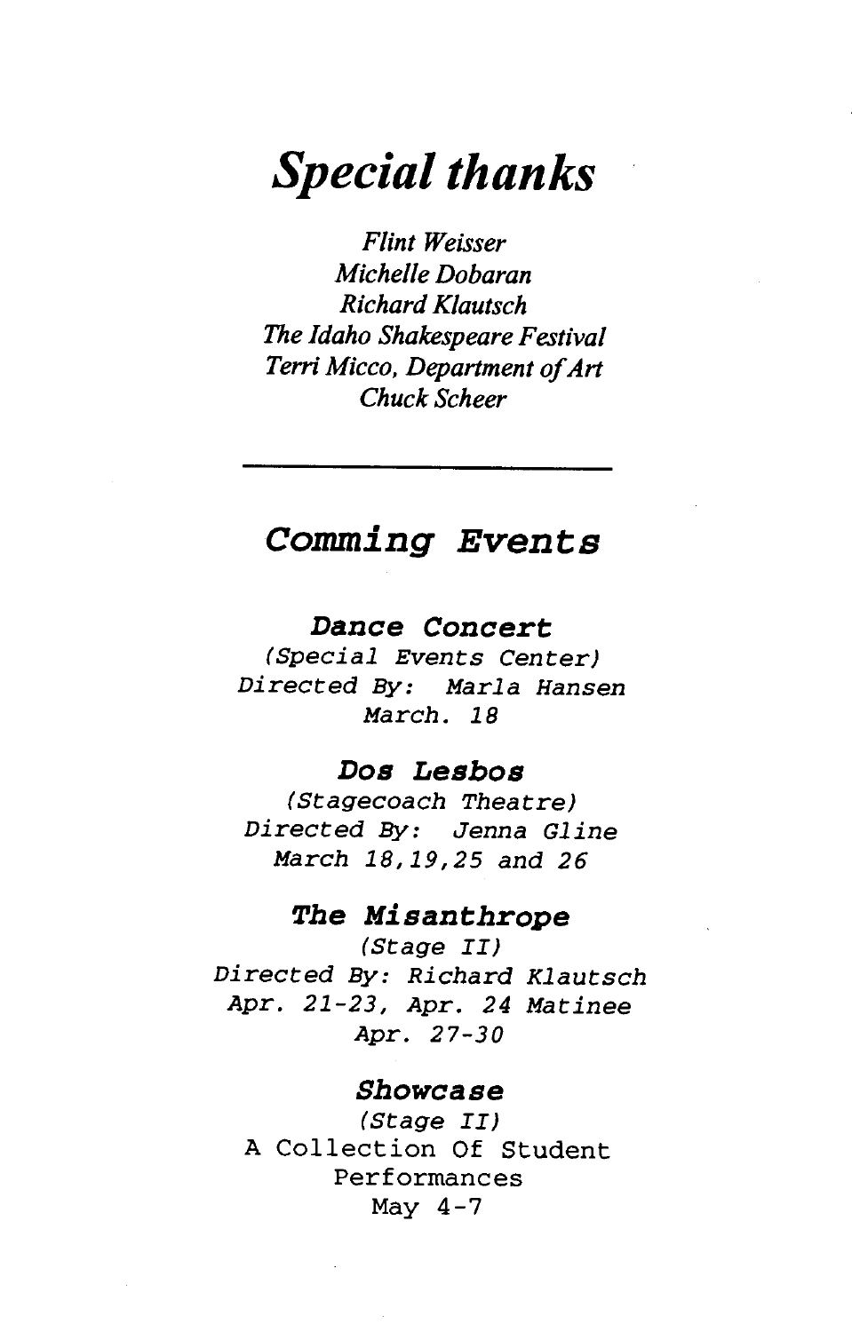# *Special thanks*

*Flint Weisser*
*Michelle Dobaran*
*Richard Klautsch*
*The Idaho Shakespeare Festival*
*Terri Micco, Department of Art*
*Chuck Scheer*

---

## *Comming Events*

### *Dance Concert*

*(Special Events Center)*
*Directed By: Marla Hansen*
*March. 18*

### *Dos Lesbos*

*(Stagecoach Theatre)*
*Directed By: Jenna Gline*
*March 18,19,25 and 26*

### *The Misanthrope*

*(Stage II)*
*Directed By: Richard Klautsch*
*Apr. 21-23, Apr. 24 Matinee*
*Apr. 27-30*

### *Showcase*

*(Stage II)*
A Collection Of Student
Performances
May 4-7